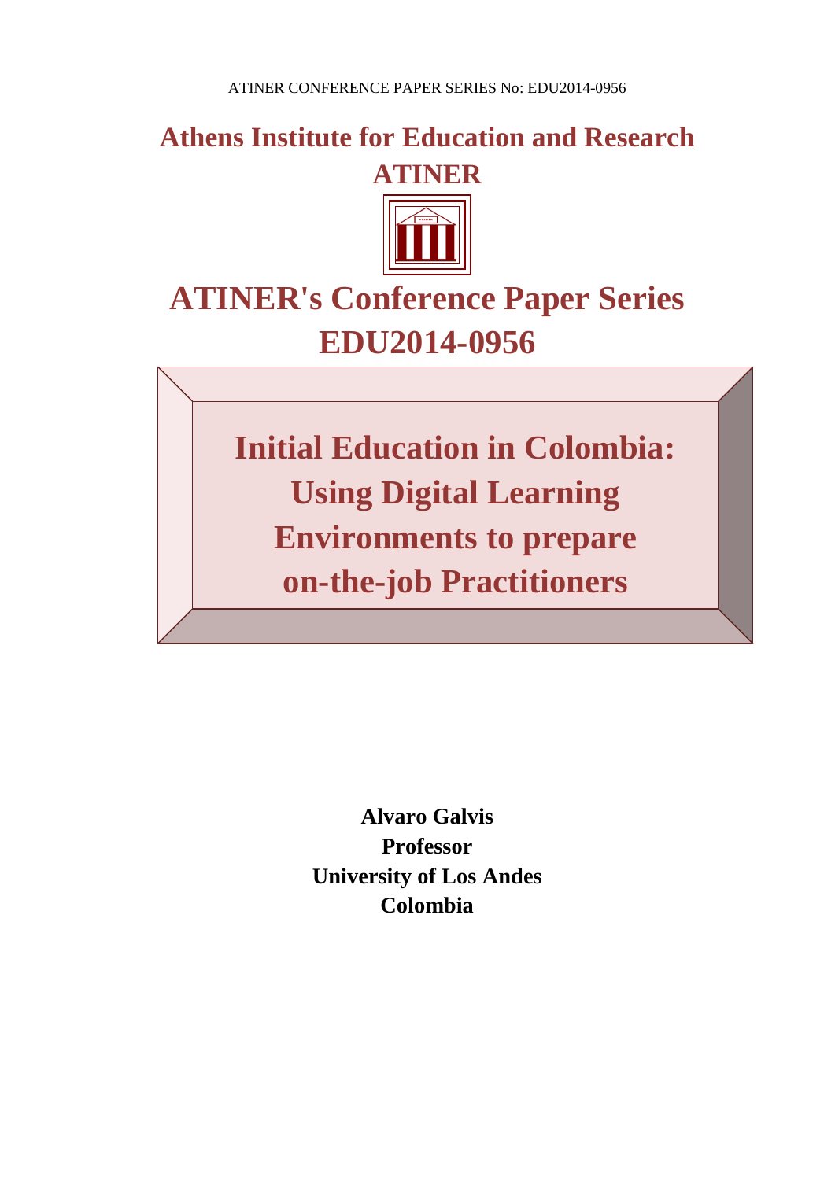ATINER CONFERENCE PAPER SERIES No: EDU2014-0956

# Athens Institute for Education and Research ATINER

# ATINER's Conference Paper Series EDU2014-0956

# Initial Education in Colombia: Using Digital Learning Environments to prepare on-the-job Practitioners

**Alvaro Galvis**
**Professor**
**University of Los Andes**
**Colombia**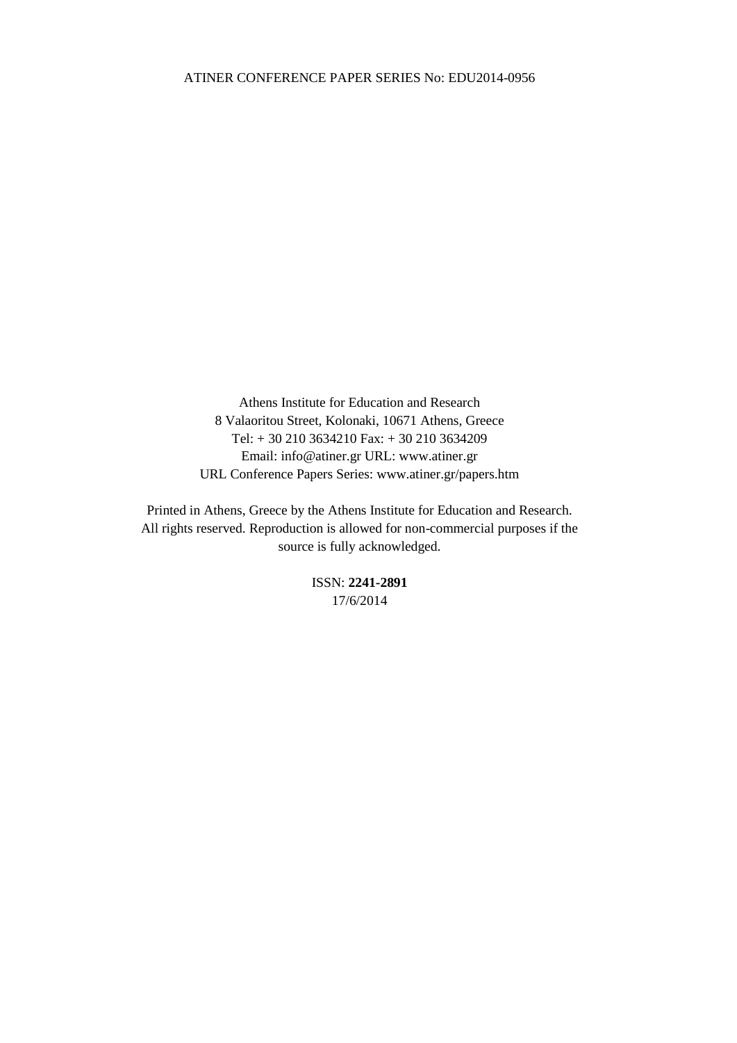Athens Institute for Education and Research
8 Valaoritou Street, Kolonaki, 10671 Athens, Greece
Tel: + 30 210 3634210 Fax: + 30 210 3634209
Email: info@atiner.gr URL: www.atiner.gr
URL Conference Papers Series: www.atiner.gr/papers.htm

Printed in Athens, Greece by the Athens Institute for Education and Research. All rights reserved. Reproduction is allowed for non-commercial purposes if the source is fully acknowledged.

ISSN: **2241-2891**
17/6/2014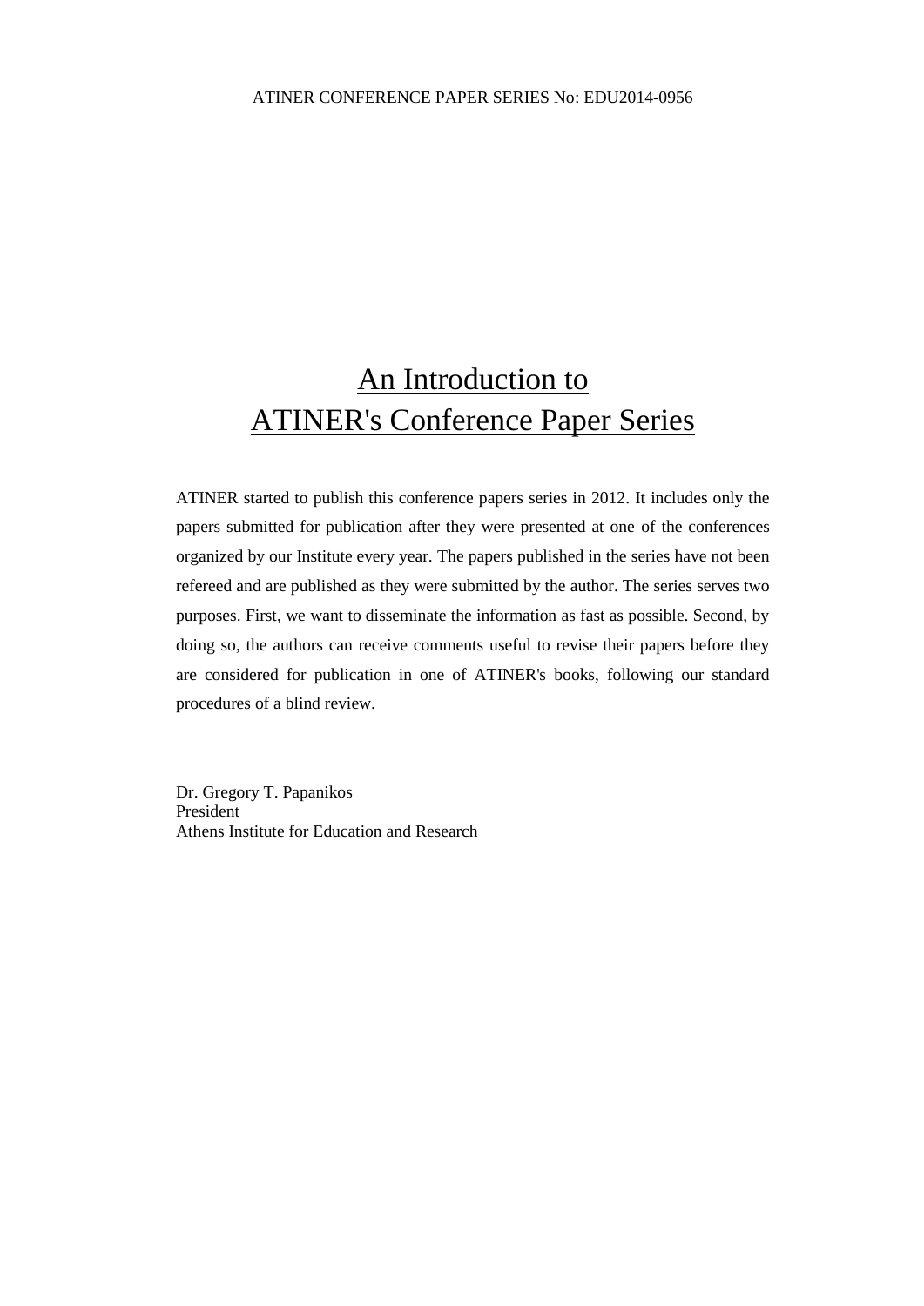# An Introduction to ATINER's Conference Paper Series

ATINER started to publish this conference papers series in 2012. It includes only the papers submitted for publication after they were presented at one of the conferences organized by our Institute every year. The papers published in the series have not been refereed and are published as they were submitted by the author. The series serves two purposes. First, we want to disseminate the information as fast as possible. Second, by doing so, the authors can receive comments useful to revise their papers before they are considered for publication in one of ATINER's books, following our standard procedures of a blind review.

Dr. Gregory T. Papanikos
President
Athens Institute for Education and Research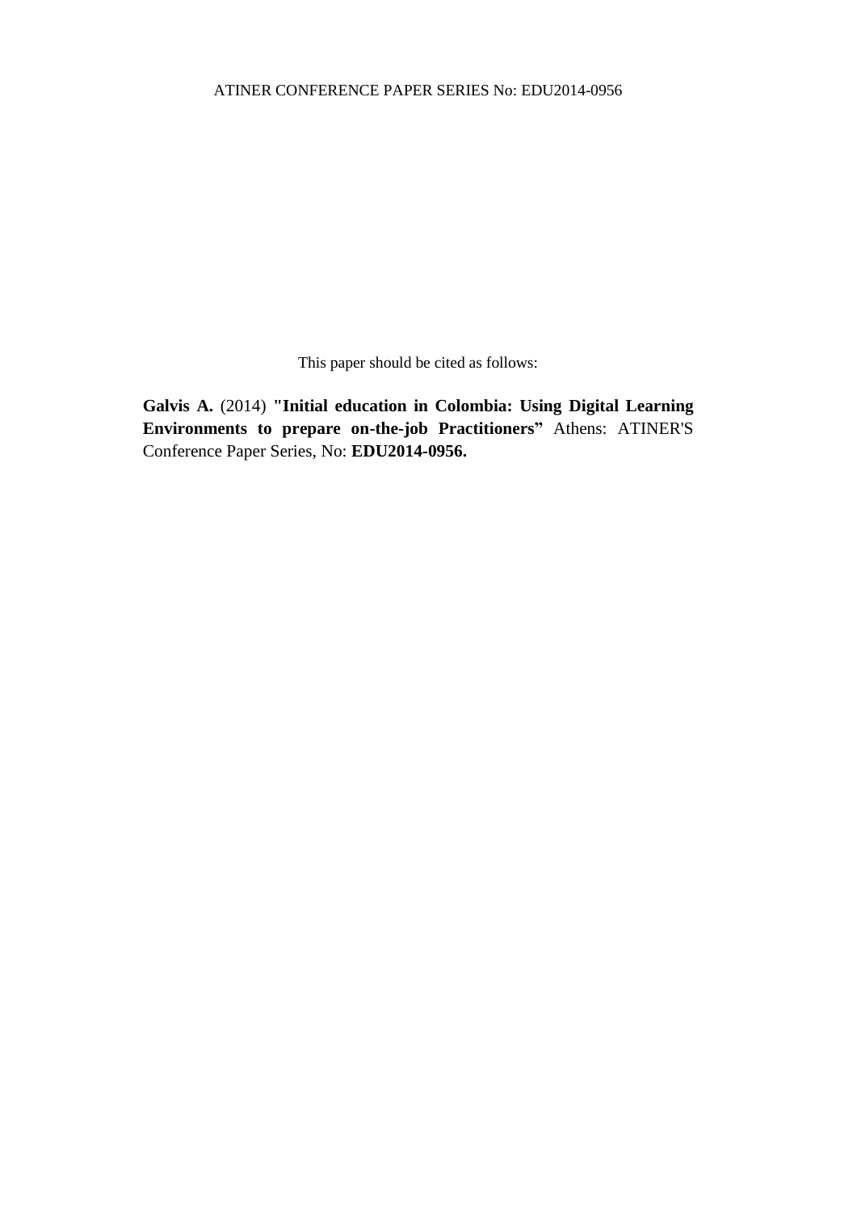This paper should be cited as follows:

**Galvis A.** (2014) **"Initial education in Colombia: Using Digital Learning Environments to prepare on-the-job Practitioners"** Athens: ATINER'S Conference Paper Series, No: **EDU2014-0956.**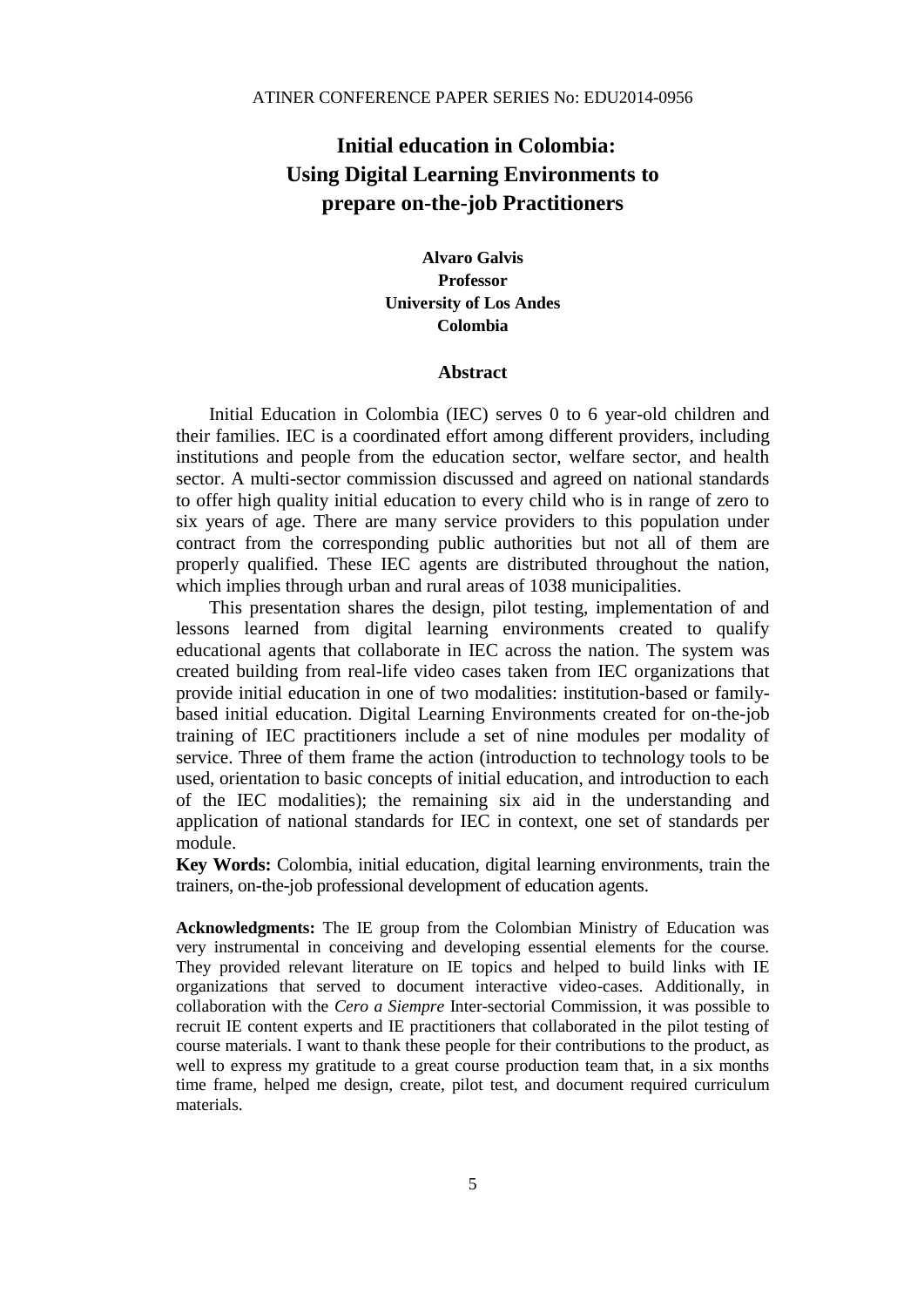# Initial education in Colombia: Using Digital Learning Environments to prepare on-the-job Practitioners

**Alvaro Galvis**
**Professor**
**University of Los Andes**
**Colombia**

## Abstract

Initial Education in Colombia (IEC) serves 0 to 6 year-old children and their families. IEC is a coordinated effort among different providers, including institutions and people from the education sector, welfare sector, and health sector. A multi-sector commission discussed and agreed on national standards to offer high quality initial education to every child who is in range of zero to six years of age. There are many service providers to this population under contract from the corresponding public authorities but not all of them are properly qualified. These IEC agents are distributed throughout the nation, which implies through urban and rural areas of 1038 municipalities.

This presentation shares the design, pilot testing, implementation of and lessons learned from digital learning environments created to qualify educational agents that collaborate in IEC across the nation. The system was created building from real-life video cases taken from IEC organizations that provide initial education in one of two modalities: institution-based or family-based initial education. Digital Learning Environments created for on-the-job training of IEC practitioners include a set of nine modules per modality of service. Three of them frame the action (introduction to technology tools to be used, orientation to basic concepts of initial education, and introduction to each of the IEC modalities); the remaining six aid in the understanding and application of national standards for IEC in context, one set of standards per module.

**Key Words:** Colombia, initial education, digital learning environments, train the trainers, on-the-job professional development of education agents.

**Acknowledgments:** The IE group from the Colombian Ministry of Education was very instrumental in conceiving and developing essential elements for the course. They provided relevant literature on IE topics and helped to build links with IE organizations that served to document interactive video-cases. Additionally, in collaboration with the *Cero a Siempre* Inter-sectorial Commission, it was possible to recruit IE content experts and IE practitioners that collaborated in the pilot testing of course materials. I want to thank these people for their contributions to the product, as well to express my gratitude to a great course production team that, in a six months time frame, helped me design, create, pilot test, and document required curriculum materials.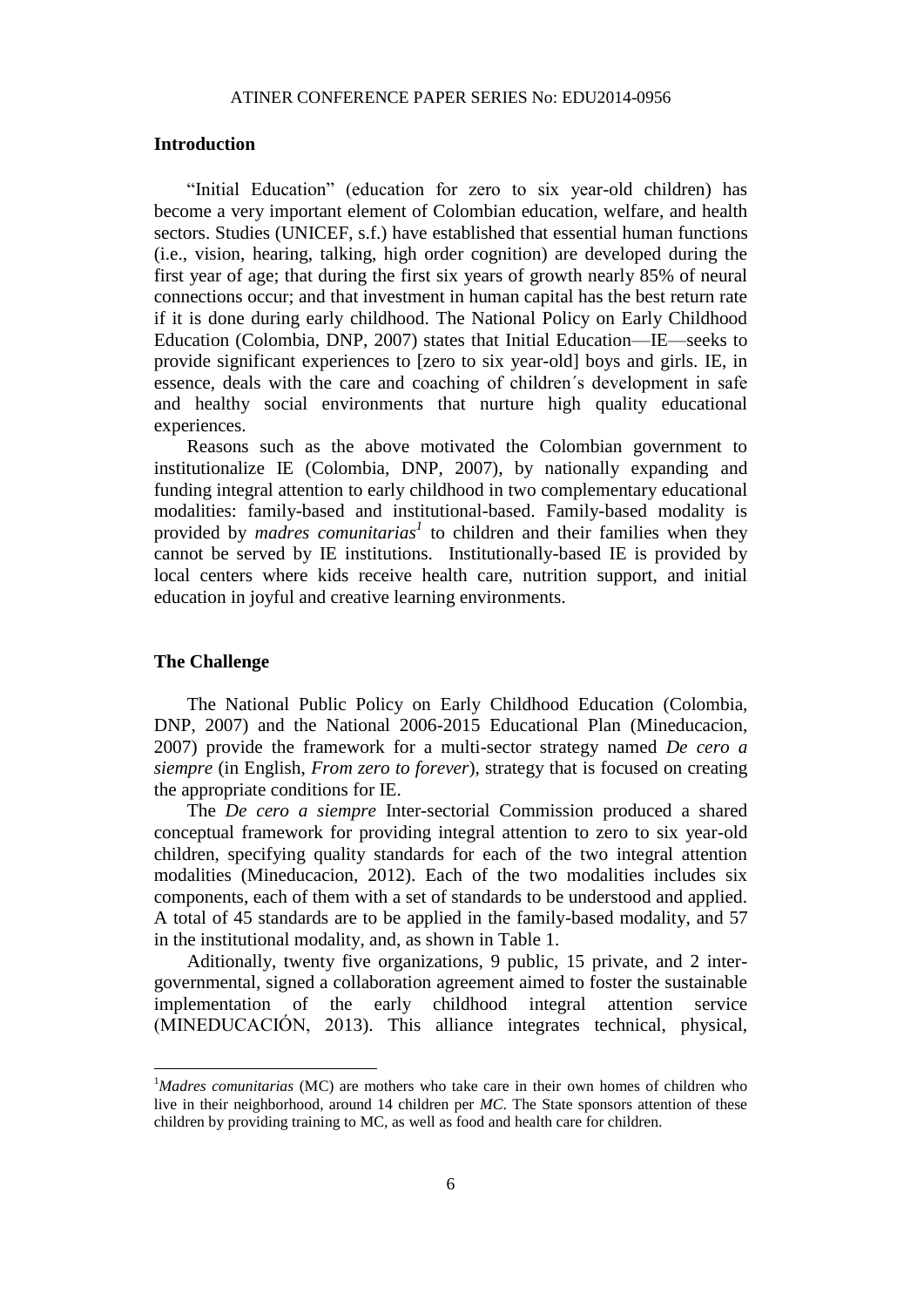## Introduction

"Initial Education" (education for zero to six year-old children) has become a very important element of Colombian education, welfare, and health sectors. Studies (UNICEF, s.f.) have established that essential human functions (i.e., vision, hearing, talking, high order cognition) are developed during the first year of age; that during the first six years of growth nearly 85% of neural connections occur; and that investment in human capital has the best return rate if it is done during early childhood. The National Policy on Early Childhood Education (Colombia, DNP, 2007) states that Initial Education—IE—seeks to provide significant experiences to [zero to six year-old] boys and girls. IE, in essence, deals with the care and coaching of children´s development in safe and healthy social environments that nurture high quality educational experiences.

Reasons such as the above motivated the Colombian government to institutionalize IE (Colombia, DNP, 2007), by nationally expanding and funding integral attention to early childhood in two complementary educational modalities: family-based and institutional-based. Family-based modality is provided by *madres comunitarias*[1] to children and their families when they cannot be served by IE institutions. Institutionally-based IE is provided by local centers where kids receive health care, nutrition support, and initial education in joyful and creative learning environments.

## The Challenge

The National Public Policy on Early Childhood Education (Colombia, DNP, 2007) and the National 2006-2015 Educational Plan (Mineducacion, 2007) provide the framework for a multi-sector strategy named *De cero a siempre* (in English, *From zero to forever*), strategy that is focused on creating the appropriate conditions for IE.

The *De cero a siempre* Inter-sectorial Commission produced a shared conceptual framework for providing integral attention to zero to six year-old children, specifying quality standards for each of the two integral attention modalities (Mineducacion, 2012). Each of the two modalities includes six components, each of them with a set of standards to be understood and applied. A total of 45 standards are to be applied in the family-based modality, and 57 in the institutional modality, and, as shown in Table 1.

Aditionally, twenty five organizations, 9 public, 15 private, and 2 inter-governmental, signed a collaboration agreement aimed to foster the sustainable implementation of the early childhood integral attention service (MINEDUCACIÓN, 2013). This alliance integrates technical, physical,

[1]*Madres comunitarias* (MC) are mothers who take care in their own homes of children who live in their neighborhood, around 14 children per *MC*. The State sponsors attention of these children by providing training to MC, as well as food and health care for children.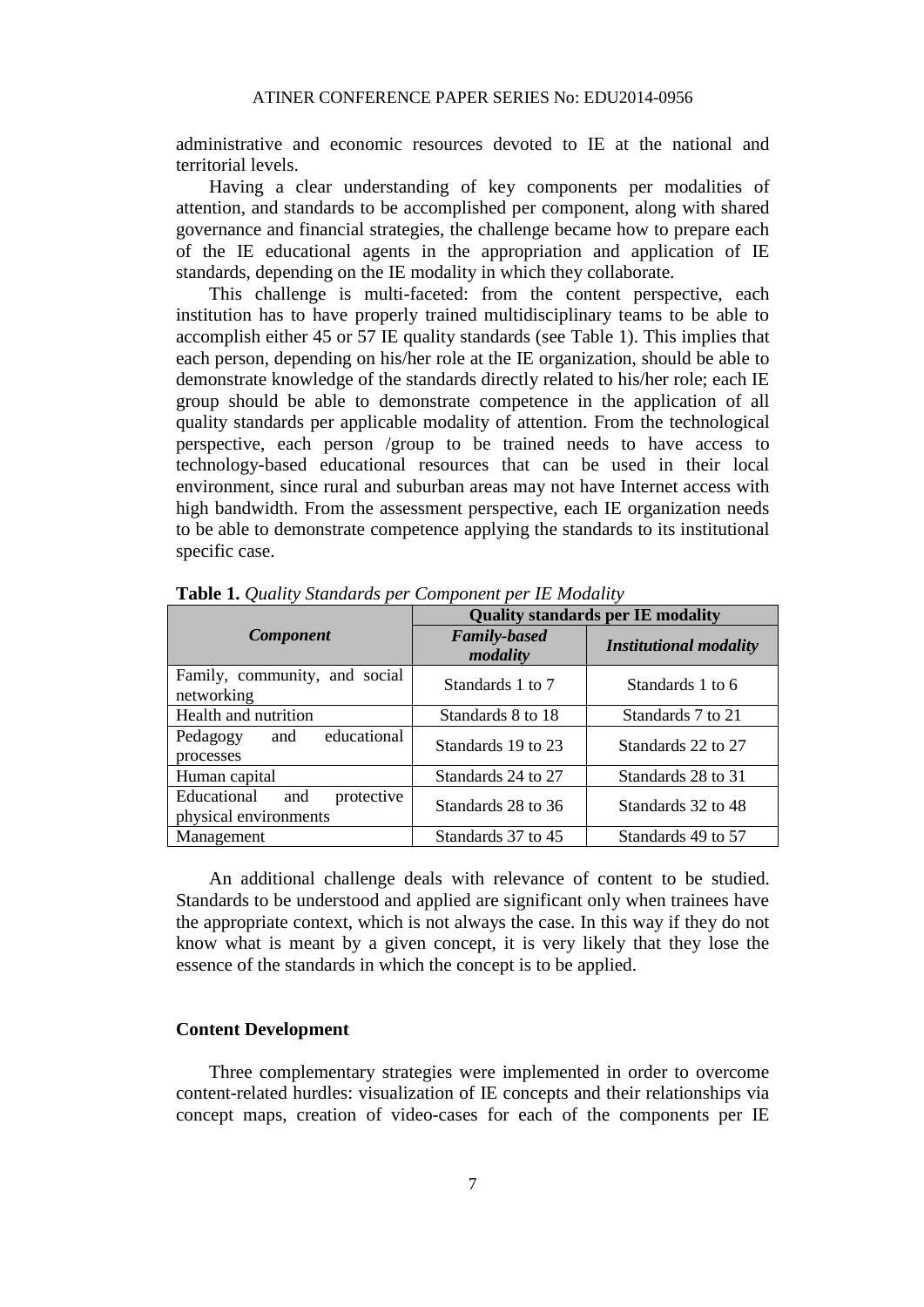administrative and economic resources devoted to IE at the national and territorial levels.

Having a clear understanding of key components per modalities of attention, and standards to be accomplished per component, along with shared governance and financial strategies, the challenge became how to prepare each of the IE educational agents in the appropriation and application of IE standards, depending on the IE modality in which they collaborate.

This challenge is multi-faceted: from the content perspective, each institution has to have properly trained multidisciplinary teams to be able to accomplish either 45 or 57 IE quality standards (see Table 1). This implies that each person, depending on his/her role at the IE organization, should be able to demonstrate knowledge of the standards directly related to his/her role; each IE group should be able to demonstrate competence in the application of all quality standards per applicable modality of attention. From the technological perspective, each person /group to be trained needs to have access to technology-based educational resources that can be used in their local environment, since rural and suburban areas may not have Internet access with high bandwidth. From the assessment perspective, each IE organization needs to be able to demonstrate competence applying the standards to its institutional specific case.

**Table 1.** *Quality Standards per Component per IE Modality*

| *Component* | **Quality standards per IE modality** | |
|---|---|---|
| | ***Family-based modality*** | ***Institutional modality*** |
| Family, community, and social networking | Standards 1 to 7 | Standards 1 to 6 |
| Health and nutrition | Standards 8 to 18 | Standards 7 to 21 |
| Pedagogy and educational processes | Standards 19 to 23 | Standards 22 to 27 |
| Human capital | Standards 24 to 27 | Standards 28 to 31 |
| Educational and protective physical environments | Standards 28 to 36 | Standards 32 to 48 |
| Management | Standards 37 to 45 | Standards 49 to 57 |

An additional challenge deals with relevance of content to be studied. Standards to be understood and applied are significant only when trainees have the appropriate context, which is not always the case. In this way if they do not know what is meant by a given concept, it is very likely that they lose the essence of the standards in which the concept is to be applied.

### Content Development

Three complementary strategies were implemented in order to overcome content-related hurdles: visualization of IE concepts and their relationships via concept maps, creation of video-cases for each of the components per IE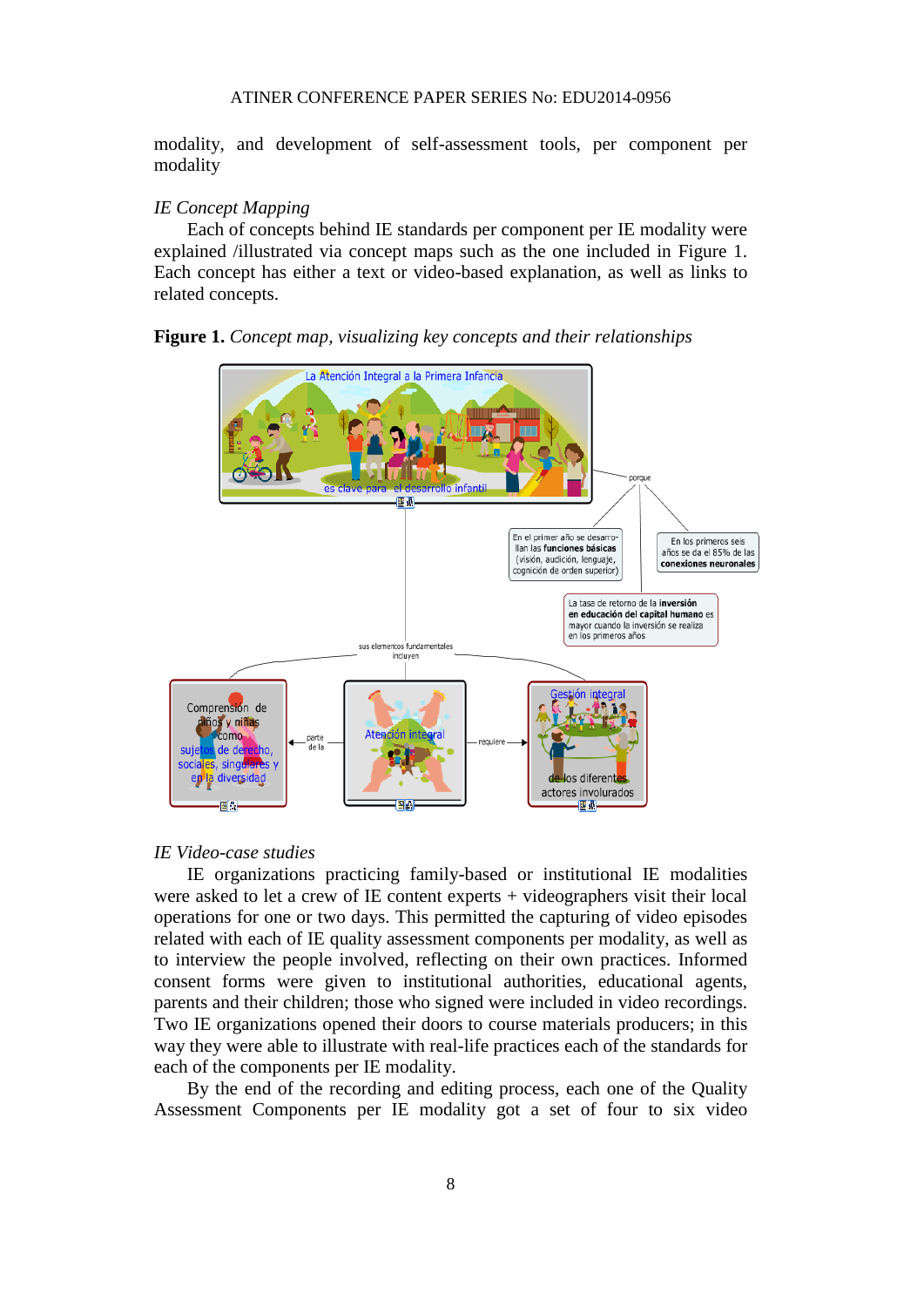modality, and development of self-assessment tools, per component per modality

*IE Concept Mapping*

Each of concepts behind IE standards per component per IE modality were explained /illustrated via concept maps such as the one included in Figure 1. Each concept has either a text or video-based explanation, as well as links to related concepts.

**Figure 1.** *Concept map, visualizing key concepts and their relationships*

*IE Video-case studies*

IE organizations practicing family-based or institutional IE modalities were asked to let a crew of IE content experts + videographers visit their local operations for one or two days. This permitted the capturing of video episodes related with each of IE quality assessment components per modality, as well as to interview the people involved, reflecting on their own practices. Informed consent forms were given to institutional authorities, educational agents, parents and their children; those who signed were included in video recordings. Two IE organizations opened their doors to course materials producers; in this way they were able to illustrate with real-life practices each of the standards for each of the components per IE modality.

By the end of the recording and editing process, each one of the Quality Assessment Components per IE modality got a set of four to six video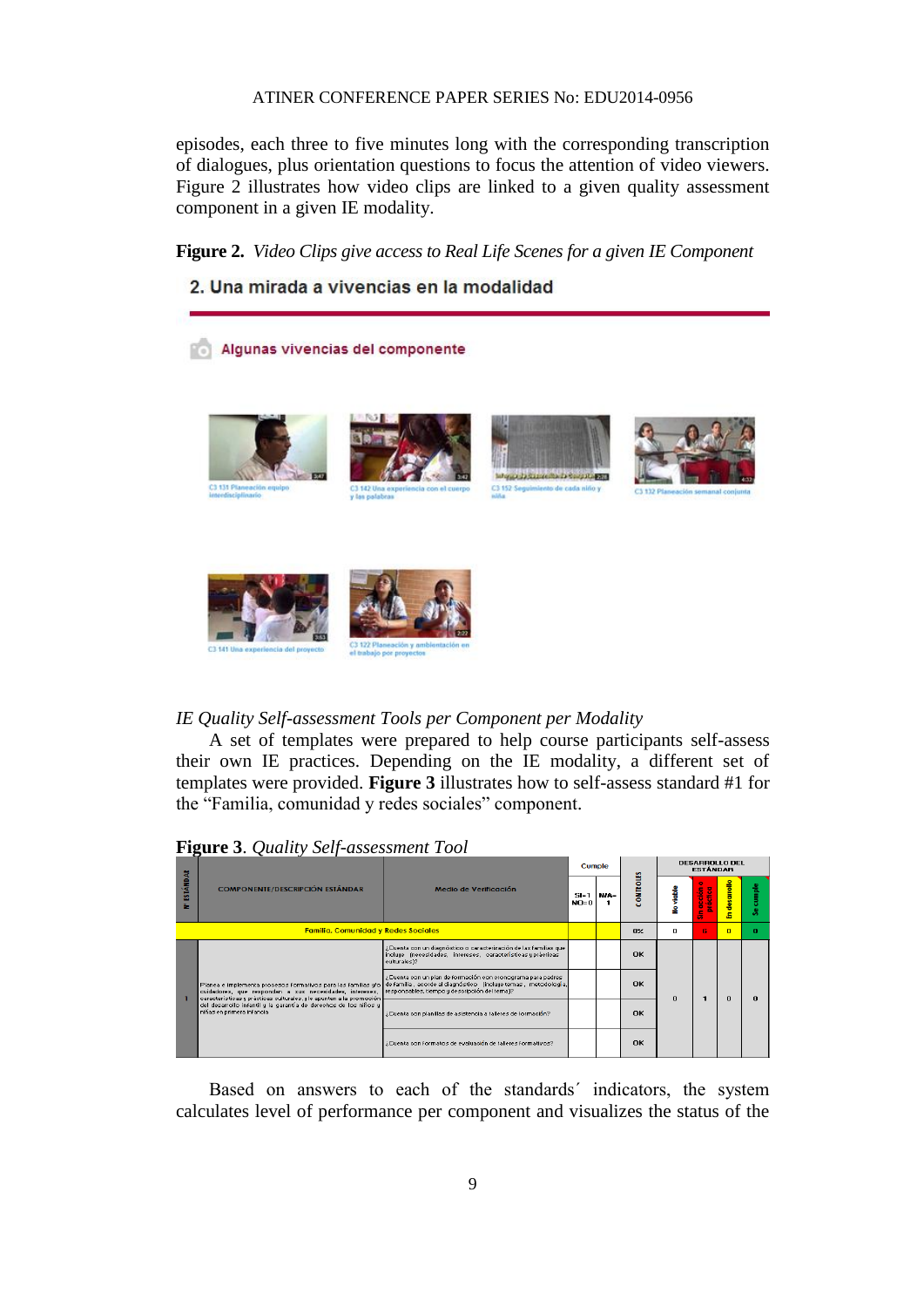episodes, each three to five minutes long with the corresponding transcription of dialogues, plus orientation questions to focus the attention of video viewers. Figure 2 illustrates how video clips are linked to a given quality assessment component in a given IE modality.

**Figure 2.** *Video Clips give access to Real Life Scenes for a given IE Component*

2. Una mirada a vivencias en la modalidad

Algunas vivencias del componente

C3 131 Planeación equipo interdisciplinario

C3 142 Una experiencia con el cuerpo y las palabras

C3 152 Seguimiento de cada niño y niña

C3 132 Planeación semanal conjunta

C3 141 Una experiencia del proyecto

C3 122 Planeación y ambientación en el trabajo por proyectos

*IE Quality Self-assessment Tools per Component per Modality*

A set of templates were prepared to help course participants self-assess their own IE practices. Depending on the IE modality, a different set of templates were provided. **Figure 3** illustrates how to self-assess standard #1 for the "Familia, comunidad y redes sociales" component.

**Figure 3**. *Quality Self-assessment Tool*

| N° ESTÁNDAR | COMPONENTE/DESCRIPCIÓN ESTÁNDAR | Medio de Verificación | Cumple | | CONTROLES | DESARROLLO DEL ESTÁNDAR | | | |
|---|---|---|---|---|---|---|---|---|---|
| | | | SI=1 NO=0 | N/A=1 | | No viable | Sin acción o práctica | En desarrollo | Se cumple |
| | Familia, Comunidad y Redes Sociales | | | | 0% | 0 | 6 | 0 | 0 |
| 1 | Planea e implementa procesos formativos para las familias y/o cuidadores, que respondan a sus necesidades, intereses, características y prácticas culturales, y le apunten a la promoción del desarrollo infantil y la garantía de derechos de los niños y niñas en primera infancia | ¿Cuenta con un diagnóstico o caracterización de las familias que incluya (necesidades, intereses, características y prácticas culturales)? | | | OK | 0 | 1 | 0 | 0 |
| | | ¿Cuenta con un plan de formación con cronograma para padres de familia, acorde al diagnóstico (incluye temas, metodología, responsables, tiempo y descripción del tema)? | | | OK | | | | |
| | | ¿Cuenta con planillas de asistencia a talleres de formación? | | | OK | | | | |
| | | ¿Cuenta con formatos de evaluación de talleres formativos? | | | OK | | | | |

Based on answers to each of the standards´ indicators, the system calculates level of performance per component and visualizes the status of the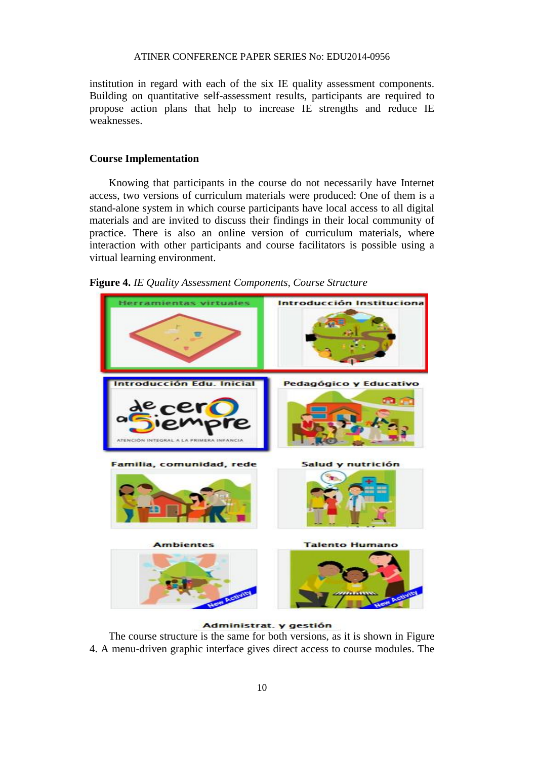institution in regard with each of the six IE quality assessment components. Building on quantitative self-assessment results, participants are required to propose action plans that help to increase IE strengths and reduce IE weaknesses.

### Course Implementation

Knowing that participants in the course do not necessarily have Internet access, two versions of curriculum materials were produced: One of them is a stand-alone system in which course participants have local access to all digital materials and are invited to discuss their findings in their local community of practice. There is also an online version of curriculum materials, where interaction with other participants and course facilitators is possible using a virtual learning environment.

**Figure 4.** *IE Quality Assessment Components, Course Structure*

Herramientas virtuales

Introducción Instituciona

Introducción Edu. Inicial

de cero a siempre

ATENCIÓN INTEGRAL A LA PRIMERA INFANCIA

Pedagógico y Educativo

Familia, comunidad, rede

Salud y nutrición

Ambientes

New Activity

Talento Humano

New Activity

Administrat. y gestión

The course structure is the same for both versions, as it is shown in Figure 4. A menu-driven graphic interface gives direct access to course modules. The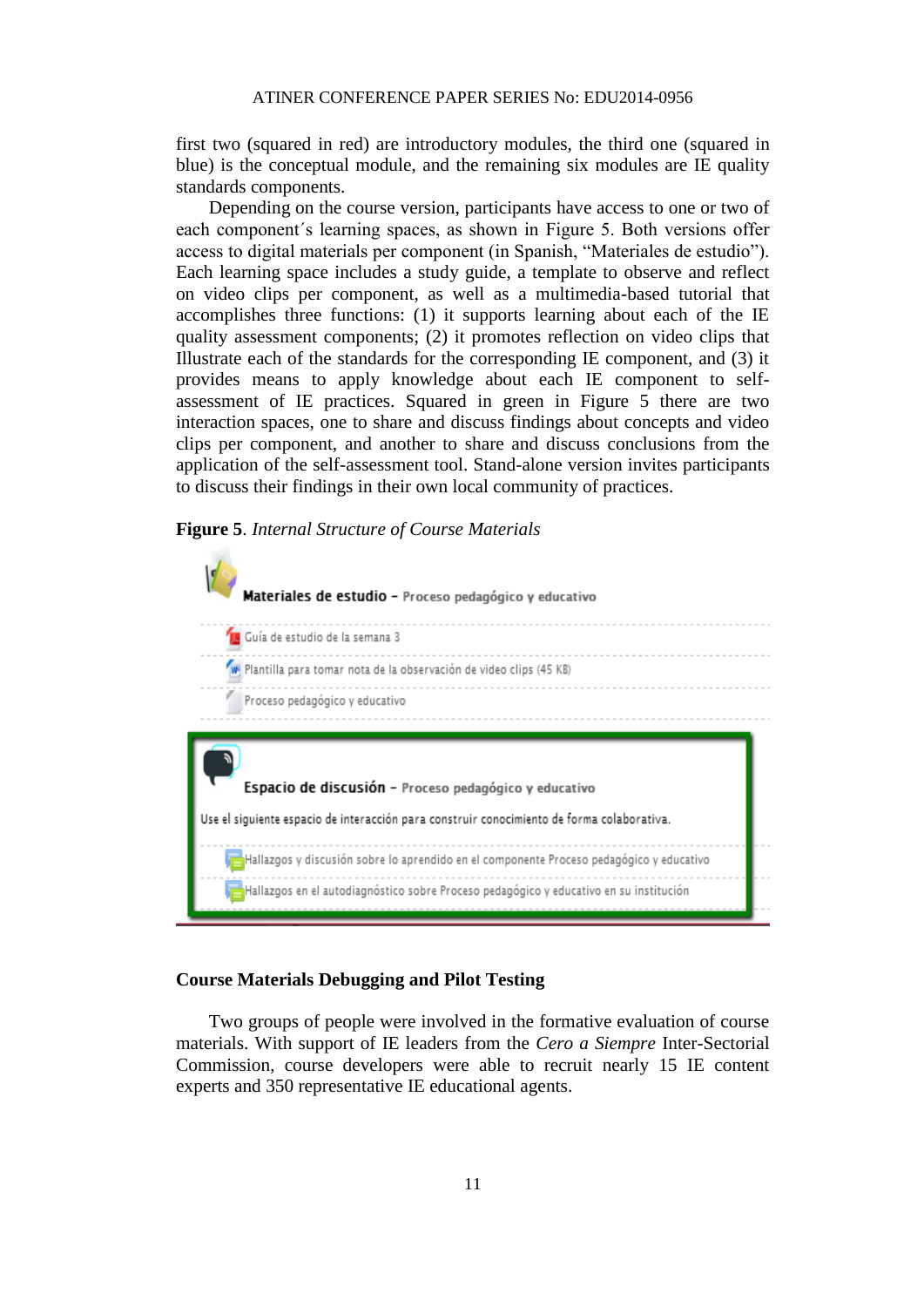first two (squared in red) are introductory modules, the third one (squared in blue) is the conceptual module, and the remaining six modules are IE quality standards components.

Depending on the course version, participants have access to one or two of each component´s learning spaces, as shown in Figure 5. Both versions offer access to digital materials per component (in Spanish, "Materiales de estudio"). Each learning space includes a study guide, a template to observe and reflect on video clips per component, as well as a multimedia-based tutorial that accomplishes three functions: (1) it supports learning about each of the IE quality assessment components; (2) it promotes reflection on video clips that Illustrate each of the standards for the corresponding IE component, and (3) it provides means to apply knowledge about each IE component to self-assessment of IE practices. Squared in green in Figure 5 there are two interaction spaces, one to share and discuss findings about concepts and video clips per component, and another to share and discuss conclusions from the application of the self-assessment tool. Stand-alone version invites participants to discuss their findings in their own local community of practices.

**Figure 5**. *Internal Structure of Course Materials*

**Materiales de estudio** – Proceso pedagógico y educativo

Guía de estudio de la semana 3

Plantilla para tomar nota de la observación de video clips (45 KB)

Proceso pedagógico y educativo

**Espacio de discusión** – Proceso pedagógico y educativo

Use el siguiente espacio de interacción para construir conocimiento de forma colaborativa.

Hallazgos y discusión sobre lo aprendido en el componente Proceso pedagógico y educativo

Hallazgos en el autodiagnóstico sobre Proceso pedagógico y educativo en su institución

## Course Materials Debugging and Pilot Testing

Two groups of people were involved in the formative evaluation of course materials. With support of IE leaders from the *Cero a Siempre* Inter-Sectorial Commission, course developers were able to recruit nearly 15 IE content experts and 350 representative IE educational agents.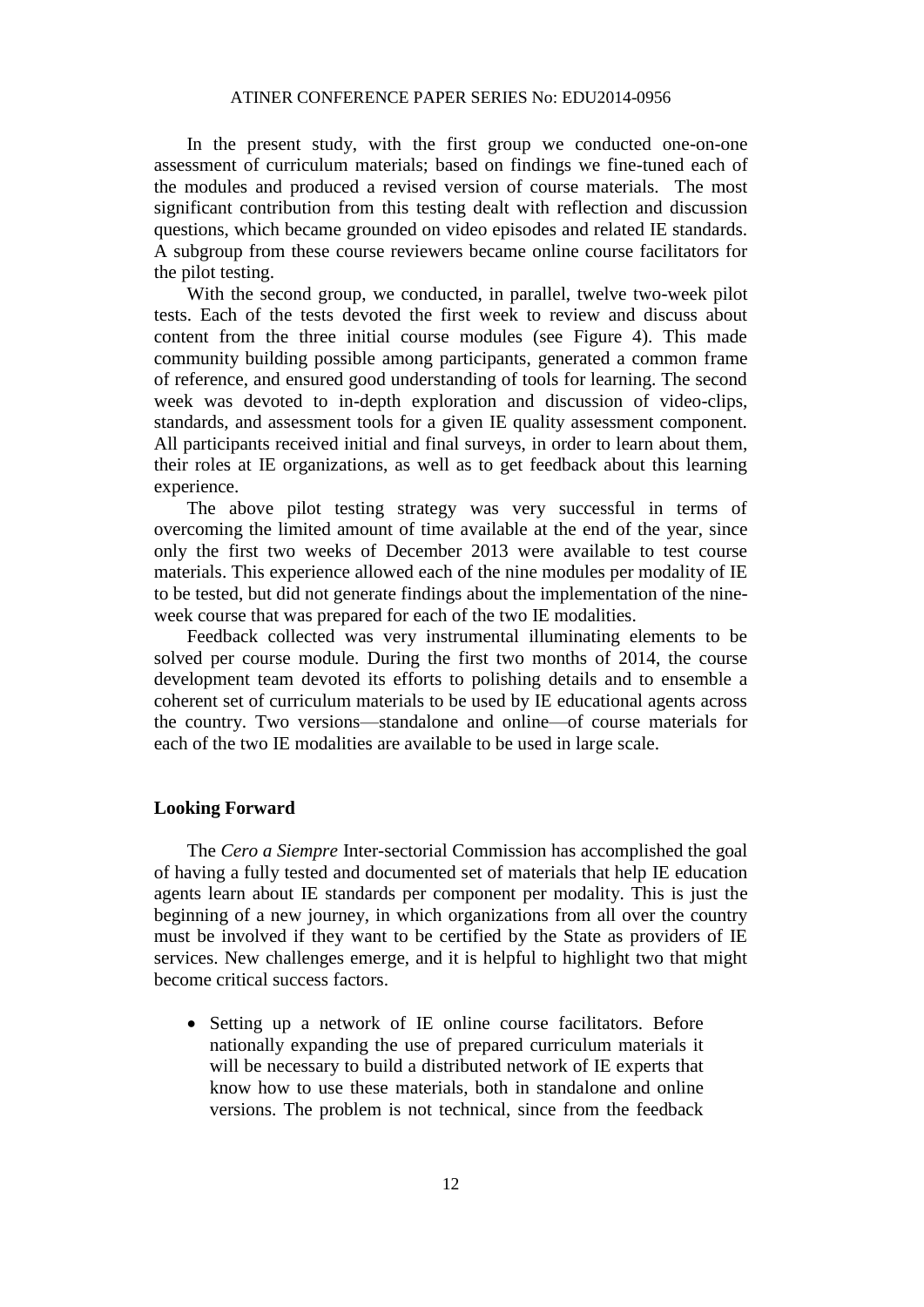In the present study, with the first group we conducted one-on-one assessment of curriculum materials; based on findings we fine-tuned each of the modules and produced a revised version of course materials. The most significant contribution from this testing dealt with reflection and discussion questions, which became grounded on video episodes and related IE standards. A subgroup from these course reviewers became online course facilitators for the pilot testing.

With the second group, we conducted, in parallel, twelve two-week pilot tests. Each of the tests devoted the first week to review and discuss about content from the three initial course modules (see Figure 4). This made community building possible among participants, generated a common frame of reference, and ensured good understanding of tools for learning. The second week was devoted to in-depth exploration and discussion of video-clips, standards, and assessment tools for a given IE quality assessment component. All participants received initial and final surveys, in order to learn about them, their roles at IE organizations, as well as to get feedback about this learning experience.

The above pilot testing strategy was very successful in terms of overcoming the limited amount of time available at the end of the year, since only the first two weeks of December 2013 were available to test course materials. This experience allowed each of the nine modules per modality of IE to be tested, but did not generate findings about the implementation of the nine-week course that was prepared for each of the two IE modalities.

Feedback collected was very instrumental illuminating elements to be solved per course module. During the first two months of 2014, the course development team devoted its efforts to polishing details and to ensemble a coherent set of curriculum materials to be used by IE educational agents across the country. Two versions—standalone and online—of course materials for each of the two IE modalities are available to be used in large scale.

## Looking Forward

The *Cero a Siempre* Inter-sectorial Commission has accomplished the goal of having a fully tested and documented set of materials that help IE education agents learn about IE standards per component per modality. This is just the beginning of a new journey, in which organizations from all over the country must be involved if they want to be certified by the State as providers of IE services. New challenges emerge, and it is helpful to highlight two that might become critical success factors.

- Setting up a network of IE online course facilitators. Before nationally expanding the use of prepared curriculum materials it will be necessary to build a distributed network of IE experts that know how to use these materials, both in standalone and online versions. The problem is not technical, since from the feedback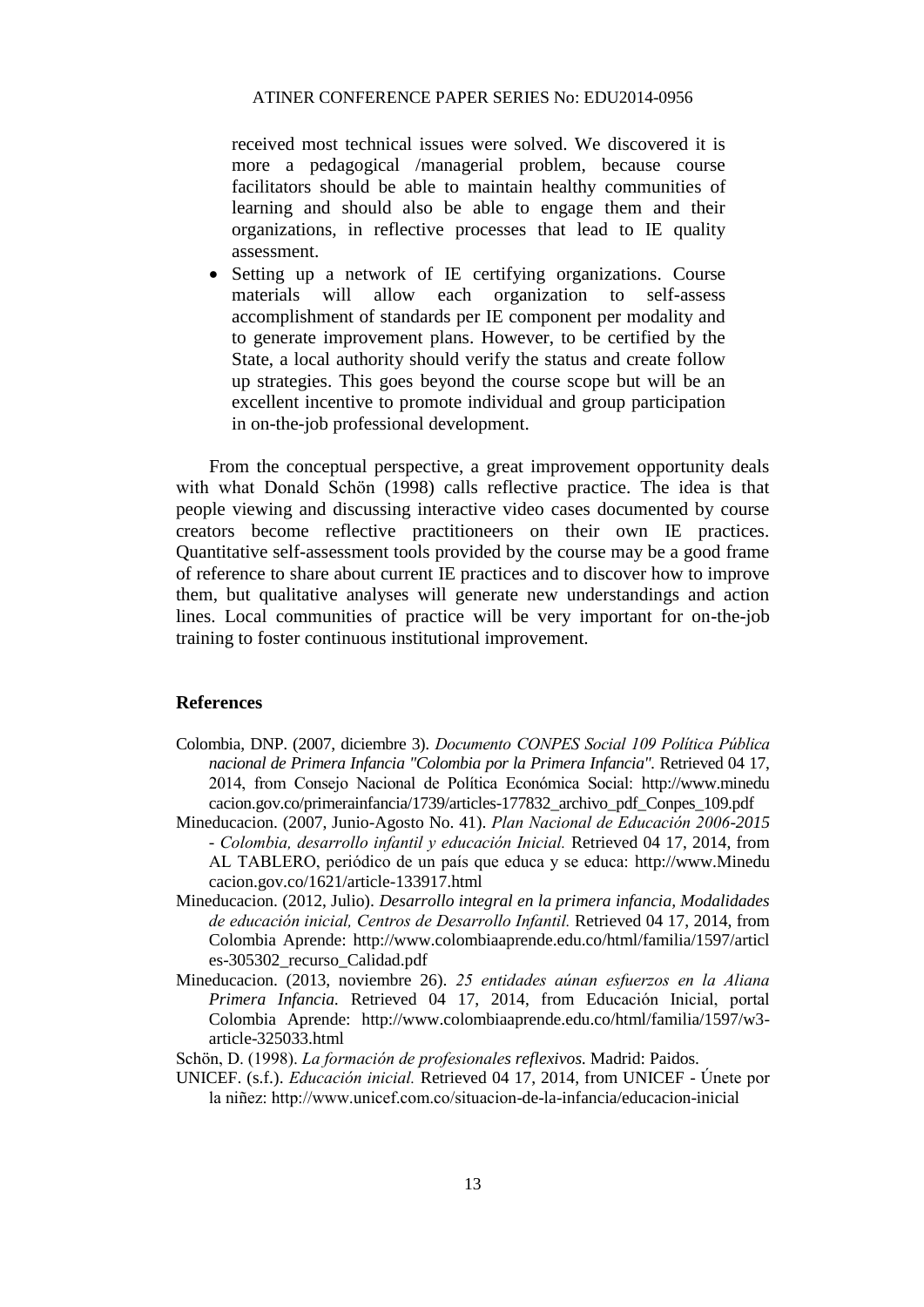received most technical issues were solved. We discovered it is more a pedagogical /managerial problem, because course facilitators should be able to maintain healthy communities of learning and should also be able to engage them and their organizations, in reflective processes that lead to IE quality assessment.

- Setting up a network of IE certifying organizations. Course materials will allow each organization to self-assess accomplishment of standards per IE component per modality and to generate improvement plans. However, to be certified by the State, a local authority should verify the status and create follow up strategies. This goes beyond the course scope but will be an excellent incentive to promote individual and group participation in on-the-job professional development.

From the conceptual perspective, a great improvement opportunity deals with what Donald Schön (1998) calls reflective practice. The idea is that people viewing and discussing interactive video cases documented by course creators become reflective practitioneers on their own IE practices. Quantitative self-assessment tools provided by the course may be a good frame of reference to share about current IE practices and to discover how to improve them, but qualitative analyses will generate new understandings and action lines. Local communities of practice will be very important for on-the-job training to foster continuous institutional improvement.

## References

Colombia, DNP. (2007, diciembre 3). *Documento CONPES Social 109 Política Pública nacional de Primera Infancia "Colombia por la Primera Infancia".* Retrieved 04 17, 2014, from Consejo Nacional de Política Económica Social: http://www.mineducacion.gov.co/primerainfancia/1739/articles-177832_archivo_pdf_Conpes_109.pdf

Mineducacion. (2007, Junio-Agosto No. 41). *Plan Nacional de Educación 2006-2015 - Colombia, desarrollo infantil y educación Inicial.* Retrieved 04 17, 2014, from AL TABLERO, periódico de un país que educa y se educa: http://www.Mineducacion.gov.co/1621/article-133917.html

Mineducacion. (2012, Julio). *Desarrollo integral en la primera infancia, Modalidades de educación inicial, Centros de Desarrollo Infantil.* Retrieved 04 17, 2014, from Colombia Aprende: http://www.colombiaaprende.edu.co/html/familia/1597/articles-305302_recurso_Calidad.pdf

Mineducacion. (2013, noviembre 26). *25 entidades aúnan esfuerzos en la Aliana Primera Infancia.* Retrieved 04 17, 2014, from Educación Inicial, portal Colombia Aprende: http://www.colombiaaprende.edu.co/html/familia/1597/w3-article-325033.html

Schön, D. (1998). *La formación de profesionales reflexivos.* Madrid: Paidos.

UNICEF. (s.f.). *Educación inicial.* Retrieved 04 17, 2014, from UNICEF - Únete por la niñez: http://www.unicef.com.co/situacion-de-la-infancia/educacion-inicial